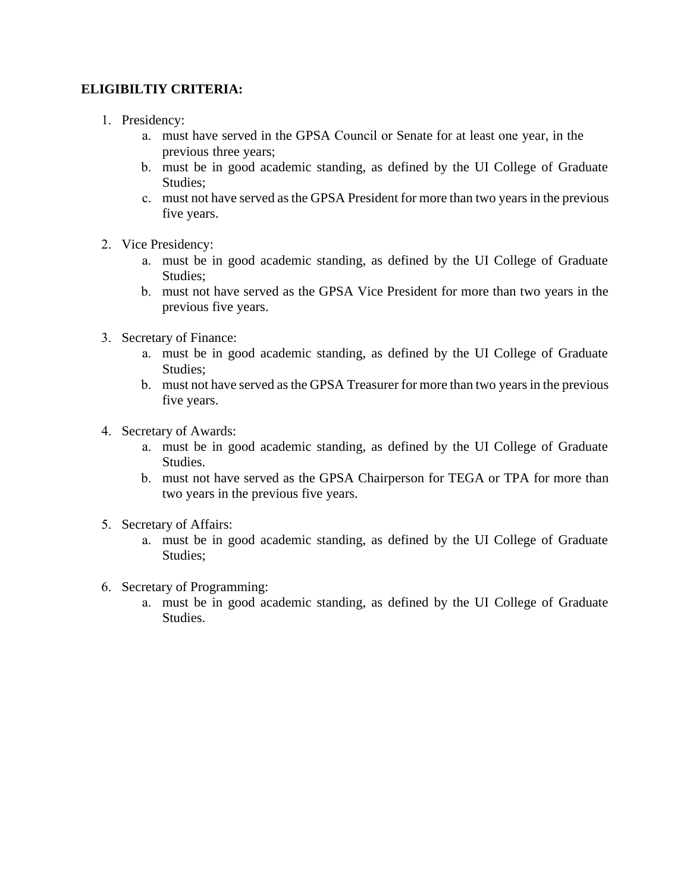**ELIGIBILTIY CRITERIA:**

1. Presidency:
   a. must have served in the GPSA Council or Senate for at least one year, in the previous three years;
   b. must be in good academic standing, as defined by the UI College of Graduate Studies;
   c. must not have served as the GPSA President for more than two years in the previous five years.

2. Vice Presidency:
   a. must be in good academic standing, as defined by the UI College of Graduate Studies;
   b. must not have served as the GPSA Vice President for more than two years in the previous five years.

3. Secretary of Finance:
   a. must be in good academic standing, as defined by the UI College of Graduate Studies;
   b. must not have served as the GPSA Treasurer for more than two years in the previous five years.

4. Secretary of Awards:
   a. must be in good academic standing, as defined by the UI College of Graduate Studies.
   b. must not have served as the GPSA Chairperson for TEGA or TPA for more than two years in the previous five years.

5. Secretary of Affairs:
   a. must be in good academic standing, as defined by the UI College of Graduate Studies;

6. Secretary of Programming:
   a. must be in good academic standing, as defined by the UI College of Graduate Studies.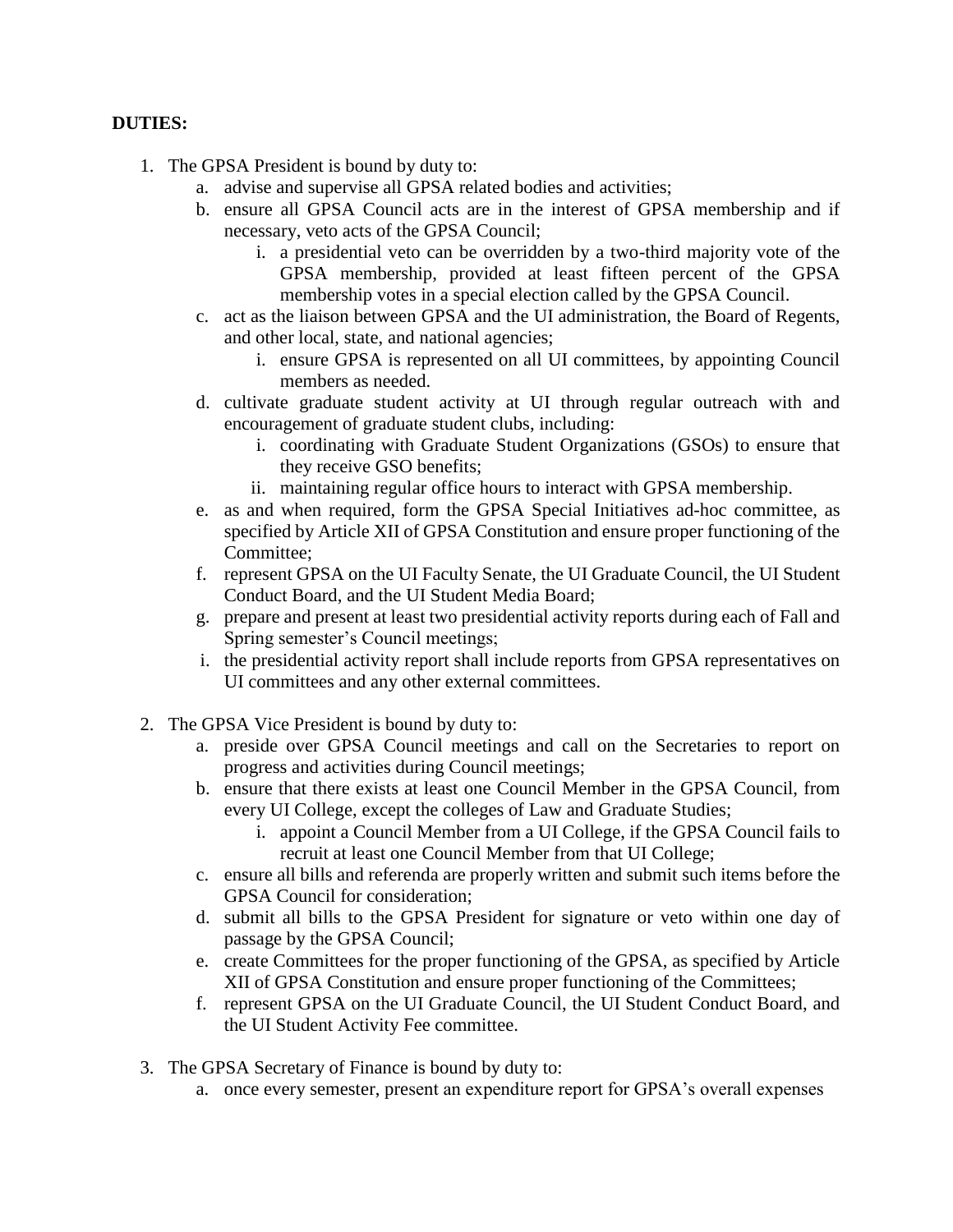**DUTIES:**

1. The GPSA President is bound by duty to:
    a. advise and supervise all GPSA related bodies and activities;
    b. ensure all GPSA Council acts are in the interest of GPSA membership and if necessary, veto acts of the GPSA Council;
        i. a presidential veto can be overridden by a two-third majority vote of the GPSA membership, provided at least fifteen percent of the GPSA membership votes in a special election called by the GPSA Council.
    c. act as the liaison between GPSA and the UI administration, the Board of Regents, and other local, state, and national agencies;
        i. ensure GPSA is represented on all UI committees, by appointing Council members as needed.
    d. cultivate graduate student activity at UI through regular outreach with and encouragement of graduate student clubs, including:
        i. coordinating with Graduate Student Organizations (GSOs) to ensure that they receive GSO benefits;
        ii. maintaining regular office hours to interact with GPSA membership.
    e. as and when required, form the GPSA Special Initiatives ad-hoc committee, as specified by Article XII of GPSA Constitution and ensure proper functioning of the Committee;
    f. represent GPSA on the UI Faculty Senate, the UI Graduate Council, the UI Student Conduct Board, and the UI Student Media Board;
    g. prepare and present at least two presidential activity reports during each of Fall and Spring semester's Council meetings;
    i. the presidential activity report shall include reports from GPSA representatives on UI committees and any other external committees.

2. The GPSA Vice President is bound by duty to:
    a. preside over GPSA Council meetings and call on the Secretaries to report on progress and activities during Council meetings;
    b. ensure that there exists at least one Council Member in the GPSA Council, from every UI College, except the colleges of Law and Graduate Studies;
        i. appoint a Council Member from a UI College, if the GPSA Council fails to recruit at least one Council Member from that UI College;
    c. ensure all bills and referenda are properly written and submit such items before the GPSA Council for consideration;
    d. submit all bills to the GPSA President for signature or veto within one day of passage by the GPSA Council;
    e. create Committees for the proper functioning of the GPSA, as specified by Article XII of GPSA Constitution and ensure proper functioning of the Committees;
    f. represent GPSA on the UI Graduate Council, the UI Student Conduct Board, and the UI Student Activity Fee committee.

3. The GPSA Secretary of Finance is bound by duty to:
    a. once every semester, present an expenditure report for GPSA's overall expenses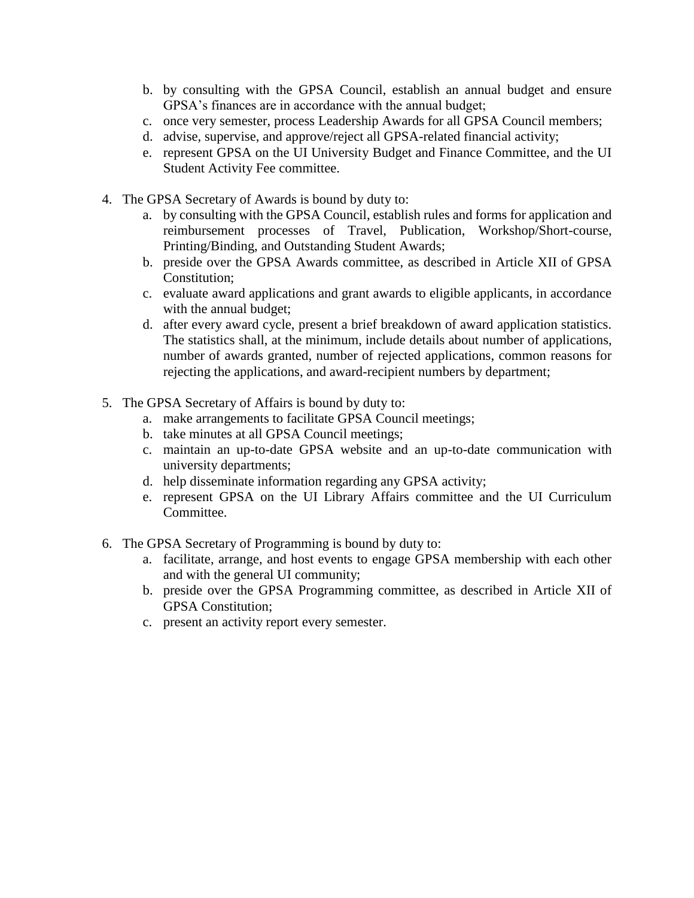b. by consulting with the GPSA Council, establish an annual budget and ensure GPSA's finances are in accordance with the annual budget;
   c. once very semester, process Leadership Awards for all GPSA Council members;
   d. advise, supervise, and approve/reject all GPSA-related financial activity;
   e. represent GPSA on the UI University Budget and Finance Committee, and the UI Student Activity Fee committee.

4. The GPSA Secretary of Awards is bound by duty to:
   a. by consulting with the GPSA Council, establish rules and forms for application and reimbursement processes of Travel, Publication, Workshop/Short-course, Printing/Binding, and Outstanding Student Awards;
   b. preside over the GPSA Awards committee, as described in Article XII of GPSA Constitution;
   c. evaluate award applications and grant awards to eligible applicants, in accordance with the annual budget;
   d. after every award cycle, present a brief breakdown of award application statistics. The statistics shall, at the minimum, include details about number of applications, number of awards granted, number of rejected applications, common reasons for rejecting the applications, and award-recipient numbers by department;

5. The GPSA Secretary of Affairs is bound by duty to:
   a. make arrangements to facilitate GPSA Council meetings;
   b. take minutes at all GPSA Council meetings;
   c. maintain an up-to-date GPSA website and an up-to-date communication with university departments;
   d. help disseminate information regarding any GPSA activity;
   e. represent GPSA on the UI Library Affairs committee and the UI Curriculum Committee.

6. The GPSA Secretary of Programming is bound by duty to:
   a. facilitate, arrange, and host events to engage GPSA membership with each other and with the general UI community;
   b. preside over the GPSA Programming committee, as described in Article XII of GPSA Constitution;
   c. present an activity report every semester.